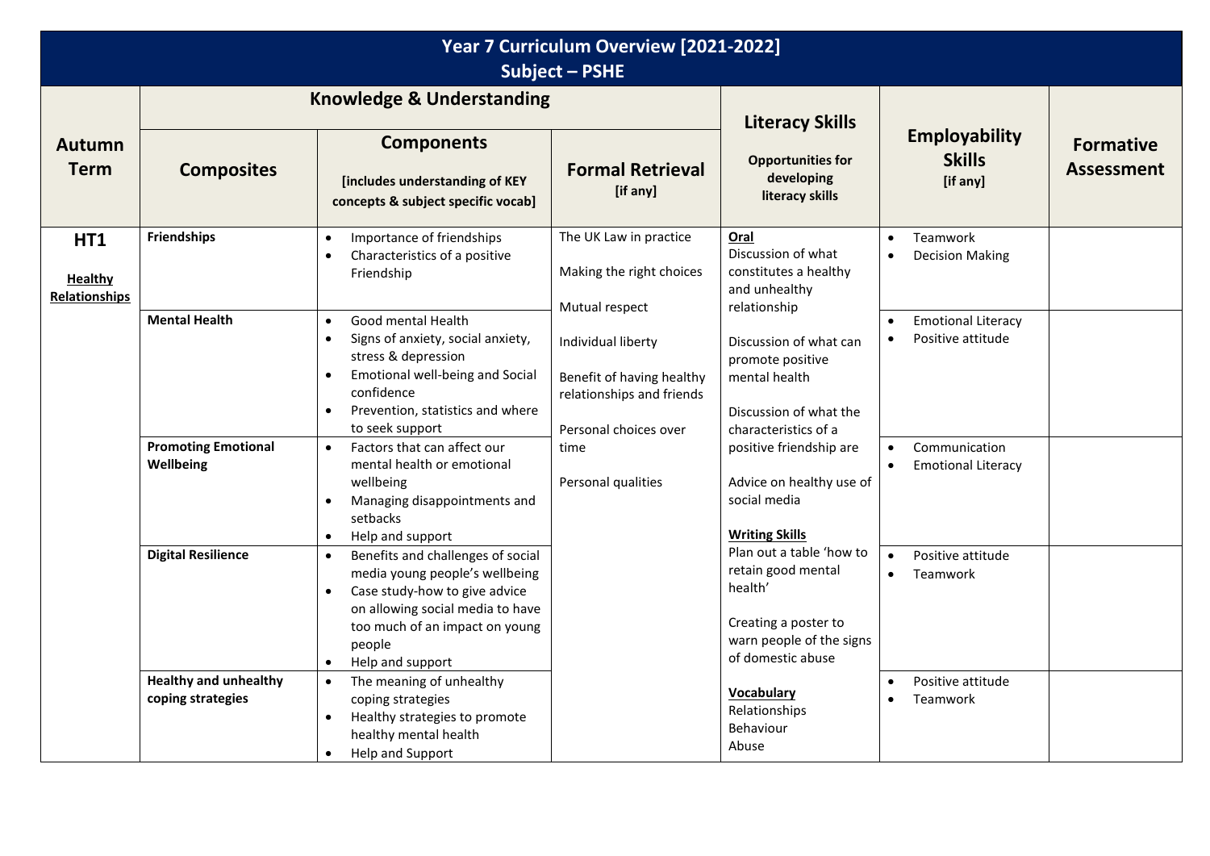# Year 7 Curriculum Overview [2021-2022]
## Subject – PSHE

| Autumn Term | Knowledge & Understanding | | | Literacy Skills | Employability Skills [if any] | Formative Assessment |
|---|---|---|---|---|---|---|
| | Composites | Components [includes understanding of KEY concepts & subject specific vocab] | Formal Retrieval [if any] | Opportunities for developing literacy skills | | |
| **HT1** **Healthy Relationships** | **Friendships** | • Importance of friendships<br>• Characteristics of a positive Friendship | The UK Law in practice<br><br>Making the right choices<br><br>Mutual respect<br><br>Individual liberty<br><br>Benefit of having healthy relationships and friends<br><br>Personal choices over time<br><br>Personal qualities | **Oral**<br>Discussion of what constitutes a healthy and unhealthy relationship<br><br>Discussion of what can promote positive mental health<br><br>Discussion of what the characteristics of a positive friendship are<br><br>Advice on healthy use of social media<br><br>**Writing Skills**<br>Plan out a table 'how to retain good mental health'<br><br>Creating a poster to warn people of the signs of domestic abuse<br><br>**Vocabulary**<br>Relationships<br>Behaviour<br>Abuse | • Teamwork<br>• Decision Making | |
| | **Mental Health** | • Good mental Health<br>• Signs of anxiety, social anxiety, stress & depression<br>• Emotional well-being and Social confidence<br>• Prevention, statistics and where to seek support | | | • Emotional Literacy<br>• Positive attitude | |
| | **Promoting Emotional Wellbeing** | • Factors that can affect our mental health or emotional wellbeing<br>• Managing disappointments and setbacks<br>• Help and support | | | • Communication<br>• Emotional Literacy | |
| | **Digital Resilience** | • Benefits and challenges of social media young people's wellbeing<br>• Case study-how to give advice on allowing social media to have too much of an impact on young people<br>• Help and support | | | • Positive attitude<br>• Teamwork | |
| | **Healthy and unhealthy coping strategies** | • The meaning of unhealthy coping strategies<br>• Healthy strategies to promote healthy mental health<br>• Help and Support | | | • Positive attitude<br>• Teamwork | |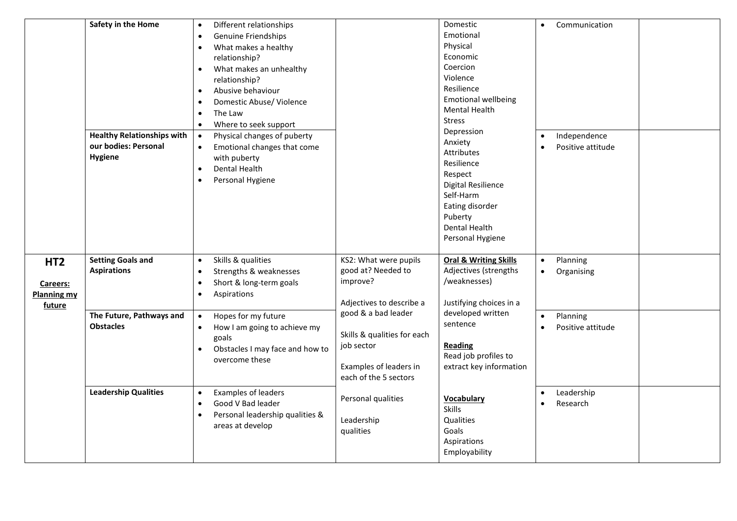| | | | | | | |
|---|---|---|---|---|---|---|
| | **Safety in the Home** | • Different relationships<br>• Genuine Friendships<br>• What makes a healthy relationship?<br>• What makes an unhealthy relationship?<br>• Abusive behaviour<br>• Domestic Abuse/ Violence<br>• The Law<br>• Where to seek support | | Domestic<br>Emotional<br>Physical<br>Economic<br>Coercion<br>Violence<br>Resilience<br>Emotional wellbeing<br>Mental Health<br>Stress<br>Depression<br>Anxiety<br>Attributes<br>Resilience<br>Respect<br>Digital Resilience<br>Self-Harm<br>Eating disorder<br>Puberty<br>Dental Health<br>Personal Hygiene | • Communication | |
| | **Healthy Relationships with our bodies: Personal Hygiene** | • Physical changes of puberty<br>• Emotional changes that come with puberty<br>• Dental Health<br>• Personal Hygiene | | | • Independence<br>• Positive attitude | |
| **HT2**<br><br>**Careers: Planning my future** | **Setting Goals and Aspirations** | • Skills & qualities<br>• Strengths & weaknesses<br>• Short & long-term goals<br>• Aspirations | KS2: What were pupils good at? Needed to improve?<br><br>Adjectives to describe a good & a bad leader<br><br>Skills & qualities for each job sector<br><br>Examples of leaders in each of the 5 sectors<br><br>Personal qualities<br><br>Leadership qualities | **Oral & Writing Skills**<br>Adjectives (strengths /weaknesses)<br><br>Justifying choices in a developed written sentence<br><br>**Reading**<br>Read job profiles to extract key information<br><br>**Vocabulary**<br>Skills<br>Qualities<br>Goals<br>Aspirations<br>Employability | • Planning<br>• Organising | |
| | **The Future, Pathways and Obstacles** | • Hopes for my future<br>• How I am going to achieve my goals<br>• Obstacles I may face and how to overcome these | | | • Planning<br>• Positive attitude | |
| | **Leadership Qualities** | • Examples of leaders<br>• Good V Bad leader<br>• Personal leadership qualities & areas at develop | | | • Leadership<br>• Research | |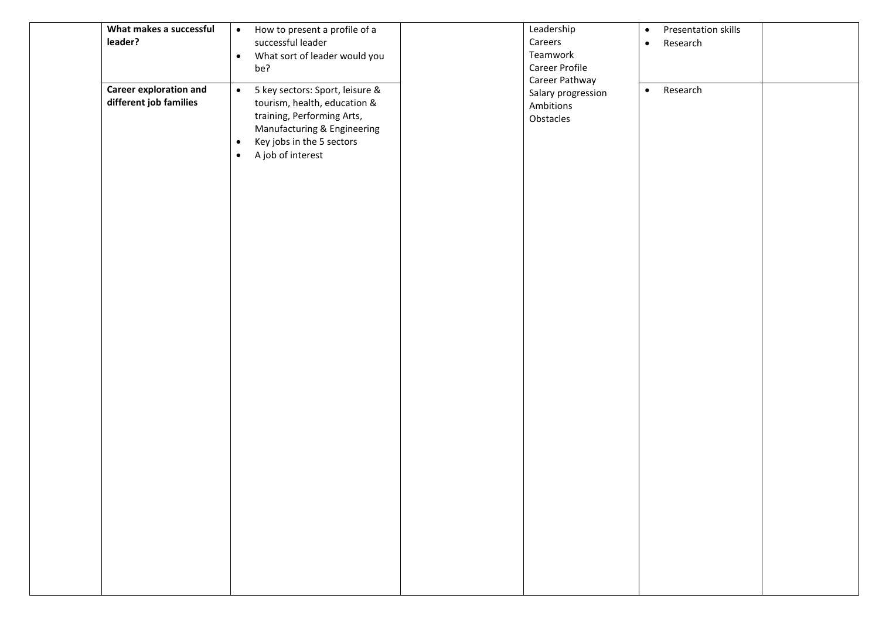| | | | | | | |
|---|---|---|---|---|---|---|
| | **What makes a successful leader?** | • How to present a profile of a successful leader<br>• What sort of leader would you be? | | Leadership<br>Careers<br>Teamwork<br>Career Profile<br>Career Pathway<br>Salary progression<br>Ambitions<br>Obstacles | • Presentation skills<br>• Research | |
| | **Career exploration and different job families** | • 5 key sectors: Sport, leisure & tourism, health, education & training, Performing Arts, Manufacturing & Engineering<br>• Key jobs in the 5 sectors<br>• A job of interest | | | • Research | |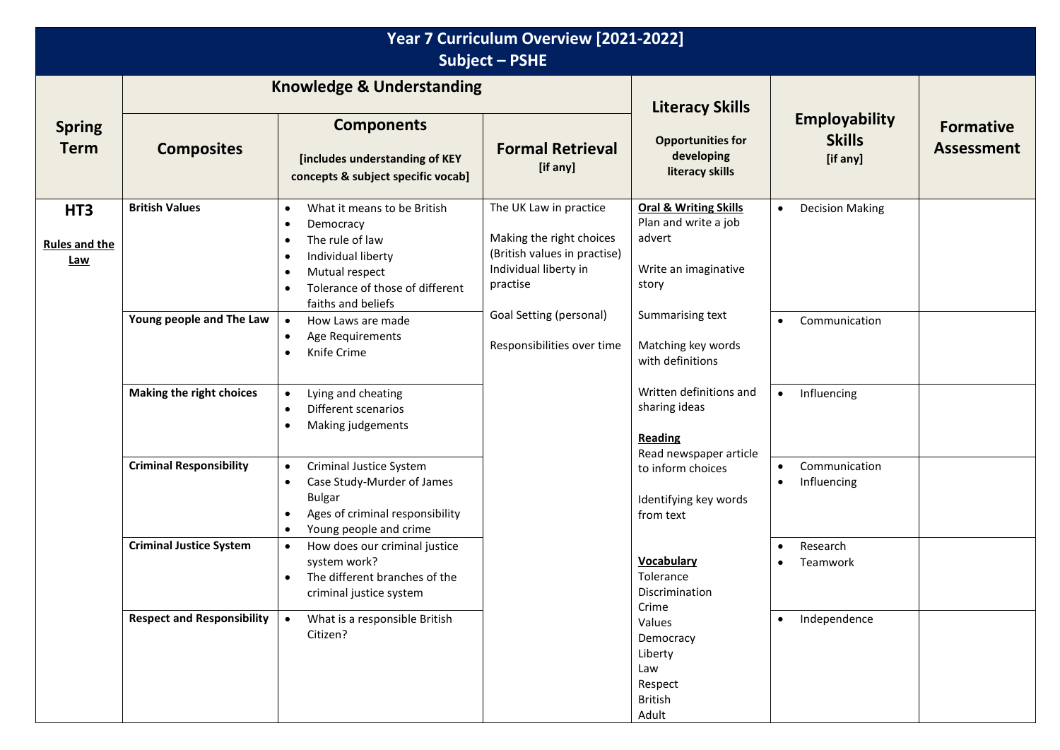# Year 7 Curriculum Overview [2021-2022]
## Subject – PSHE

| Spring Term | Knowledge & Understanding | | | Literacy Skills | Employability Skills [if any] | Formative Assessment |
|---|---|---|---|---|---|---|
| | **Composites** | **Components** [includes understanding of KEY concepts & subject specific vocab] | **Formal Retrieval** [if any] | Opportunities for developing literacy skills | | |
| **HT3** <br> **Rules and the Law** | **British Values** | • What it means to be British <br> • Democracy <br> • The rule of law <br> • Individual liberty <br> • Mutual respect <br> • Tolerance of those of different faiths and beliefs | The UK Law in practice <br><br> Making the right choices (British values in practise) <br> Individual liberty in practise <br><br> Goal Setting (personal) <br><br> Responsibilities over time | **Oral & Writing Skills** <br> Plan and write a job advert <br><br> Write an imaginative story <br><br> Summarising text <br><br> Matching key words with definitions <br><br> Written definitions and sharing ideas <br><br> **Reading** <br> Read newspaper article to inform choices <br><br> Identifying key words from text <br><br> **Vocabulary** <br> Tolerance <br> Discrimination <br> Crime <br> Values <br> Democracy <br> Liberty <br> Law <br> Respect <br> British <br> Adult | • Decision Making | |
| | **Young people and The Law** | • How Laws are made <br> • Age Requirements <br> • Knife Crime | | | • Communication | |
| | **Making the right choices** | • Lying and cheating <br> • Different scenarios <br> • Making judgements | | | • Influencing | |
| | **Criminal Responsibility** | • Criminal Justice System <br> • Case Study-Murder of James Bulgar <br> • Ages of criminal responsibility <br> • Young people and crime | | | • Communication <br> • Influencing | |
| | **Criminal Justice System** | • How does our criminal justice system work? <br> • The different branches of the criminal justice system | | | • Research <br> • Teamwork | |
| | **Respect and Responsibility** | • What is a responsible British Citizen? | | | • Independence | |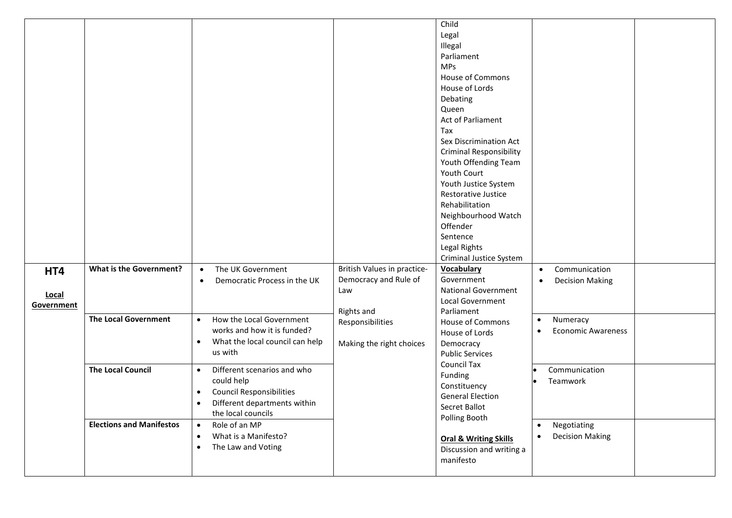| | | | | | | |
|---|---|---|---|---|---|---|
| | | | | Child<br>Legal<br>Illegal<br>Parliament<br>MPs<br>House of Commons<br>House of Lords<br>Debating<br>Queen<br>Act of Parliament<br>Tax<br>Sex Discrimination Act<br>Criminal Responsibility<br>Youth Offending Team<br>Youth Court<br>Youth Justice System<br>Restorative Justice<br>Rehabilitation<br>Neighbourhood Watch<br>Offender<br>Sentence<br>Legal Rights<br>Criminal Justice System | | |
| **HT4**<br><br>**Local Government** | **What is the Government?** | • The UK Government<br>• Democratic Process in the UK | British Values in practice- Democracy and Rule of Law<br><br>Rights and Responsibilities<br><br>Making the right choices | **Vocabulary**<br>Government<br>National Government<br>Local Government<br>Parliament<br>House of Commons<br>House of Lords<br>Democracy<br>Public Services<br>Council Tax<br>Funding<br>Constituency<br>General Election<br>Secret Ballot<br>Polling Booth<br><br>**Oral & Writing Skills**<br>Discussion and writing a manifesto | • Communication<br>• Decision Making | |
| | **The Local Government** | • How the Local Government works and how it is funded?<br>• What the local council can help us with | | | • Numeracy<br>• Economic Awareness | |
| | **The Local Council** | • Different scenarios and who could help<br>• Council Responsibilities<br>• Different departments within the local councils | | | • Communication<br>• Teamwork | |
| | **Elections and Manifestos** | • Role of an MP<br>• What is a Manifesto?<br>• The Law and Voting | | | • Negotiating<br>• Decision Making | |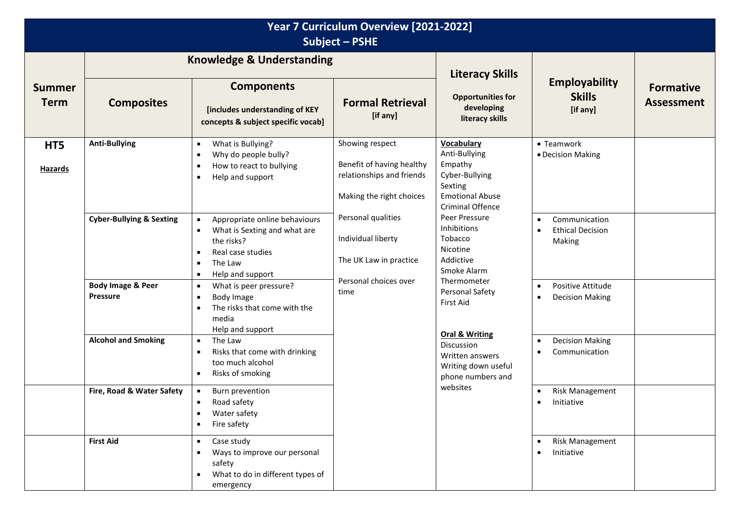# Year 7 Curriculum Overview [2021-2022]
## Subject – PSHE

| Summer Term | Knowledge & Understanding | | | Literacy Skills | Employability Skills | Formative Assessment |
|---|---|---|---|---|---|---|
| | **Composites** | **Components** [includes understanding of KEY concepts & subject specific vocab] | **Formal Retrieval** [if any] | **Opportunities for developing literacy skills** | **[if any]** | |
| **HT5** **Hazards** | **Anti-Bullying** | • What is Bullying?<br>• Why do people bully?<br>• How to react to bullying<br>• Help and support | Showing respect<br><br>Benefit of having healthy relationships and friends<br><br>Making the right choices<br><br>Personal qualities<br><br>Individual liberty<br><br>The UK Law in practice<br><br>Personal choices over time | **Vocabulary**<br>Anti-Bullying<br>Empathy<br>Cyber-Bullying<br>Sexting<br>Emotional Abuse<br>Criminal Offence<br>Peer Pressure<br>Inhibitions<br>Tobacco<br>Nicotine<br>Addictive<br>Smoke Alarm<br>Thermometer<br>Personal Safety<br>First Aid<br><br>**Oral & Writing**<br>Discussion<br>Written answers<br>Writing down useful phone numbers and websites | • Teamwork<br>• Decision Making | |
| | **Cyber-Bullying & Sexting** | • Appropriate online behaviours<br>• What is Sexting and what are the risks?<br>• Real case studies<br>• The Law<br>• Help and support | | | • Communication<br>• Ethical Decision Making | |
| | **Body Image & Peer Pressure** | • What is peer pressure?<br>• Body Image<br>• The risks that come with the media<br>Help and support | | | • Positive Attitude<br>• Decision Making | |
| | **Alcohol and Smoking** | • The Law<br>• Risks that come with drinking too much alcohol<br>• Risks of smoking | | | • Decision Making<br>• Communication | |
| | **Fire, Road & Water Safety** | • Burn prevention<br>• Road safety<br>• Water safety<br>• Fire safety | | | • Risk Management<br>• Initiative | |
| | **First Aid** | • Case study<br>• Ways to improve our personal safety<br>• What to do in different types of emergency | | | • Risk Management<br>• Initiative | |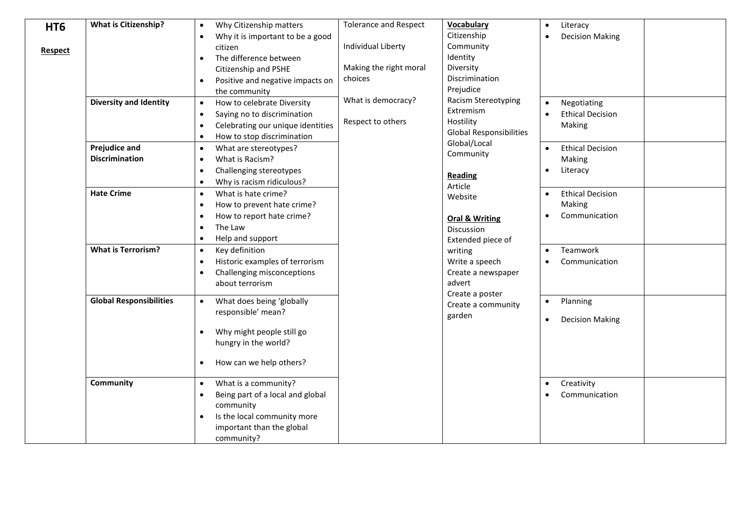| | | | | | | |
|---|---|---|---|---|---|---|
| **HT6**<br><br>**Respect** | **What is Citizenship?** | • Why Citizenship matters<br>• Why it is important to be a good citizen<br>• The difference between Citizenship and PSHE<br>• Positive and negative impacts on the community | Tolerance and Respect<br><br>Individual Liberty<br><br>Making the right moral choices<br><br>What is democracy?<br><br>Respect to others | **Vocabulary**<br>Citizenship<br>Community<br>Identity<br>Diversity<br>Discrimination<br>Prejudice<br>Racism Stereotyping<br>Extremism<br>Hostility<br>Global Responsibilities<br>Global/Local Community<br><br>**Reading**<br>Article<br>Website<br><br>**Oral & Writing**<br>Discussion<br>Extended piece of writing<br>Write a speech<br>Create a newspaper advert<br>Create a poster<br>Create a community garden | • Literacy<br>• Decision Making | |
| | **Diversity and Identity** | • How to celebrate Diversity<br>• Saying no to discrimination<br>• Celebrating our unique identities<br>• How to stop discrimination | | | • Negotiating<br>• Ethical Decision Making | |
| | **Prejudice and Discrimination** | • What are stereotypes?<br>• What is Racism?<br>• Challenging stereotypes<br>• Why is racism ridiculous? | | | • Ethical Decision Making<br>• Literacy | |
| | **Hate Crime** | • What is hate crime?<br>• How to prevent hate crime?<br>• How to report hate crime?<br>• The Law<br>• Help and support | | | • Ethical Decision Making<br>• Communication | |
| | **What is Terrorism?** | • Key definition<br>• Historic examples of terrorism<br>• Challenging misconceptions about terrorism | | | • Teamwork<br>• Communication | |
| | **Global Responsibilities** | • What does being 'globally responsible' mean?<br>• Why might people still go hungry in the world?<br>• How can we help others? | | | • Planning<br>• Decision Making | |
| | **Community** | • What is a community?<br>• Being part of a local and global community<br>• Is the local community more important than the global community? | | | • Creativity<br>• Communication | |